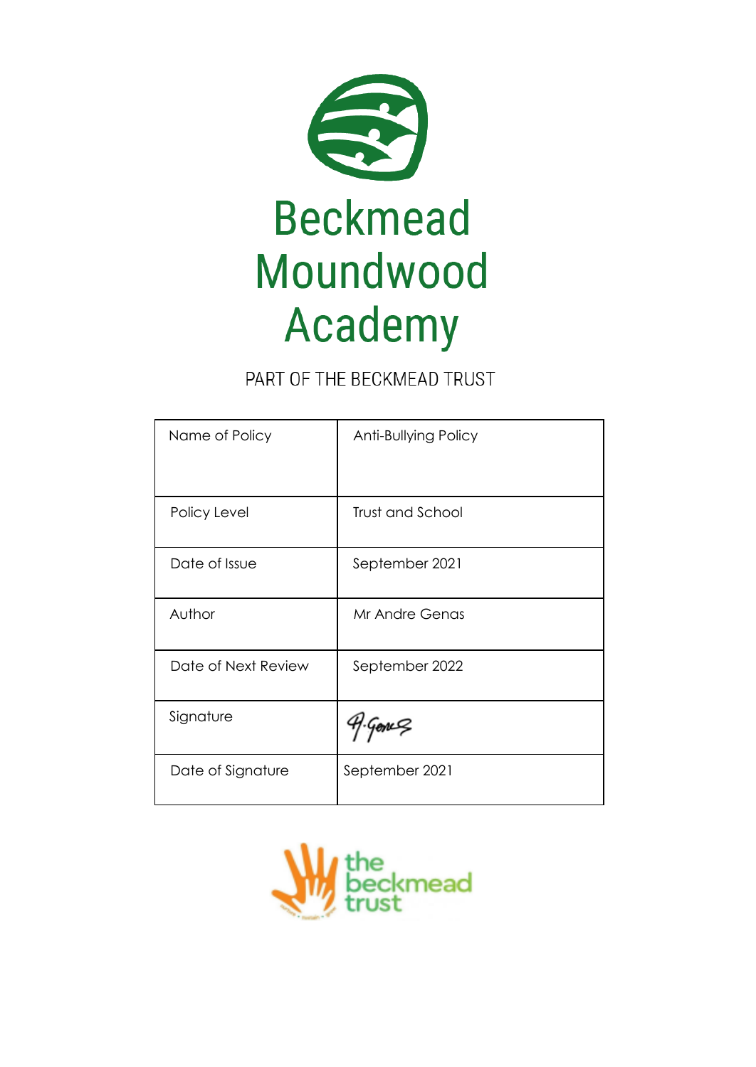# Beckmead Moundwood Academy

PART OF THE BECKMEAD TRUST

| | |
|---|---|
| Name of Policy | Anti-Bullying Policy |
| Policy Level | Trust and School |
| Date of Issue | September 2021 |
| Author | Mr Andre Genas |
| Date of Next Review | September 2022 |
| Signature | A. Genas |
| Date of Signature | September 2021 |

the beckmead trust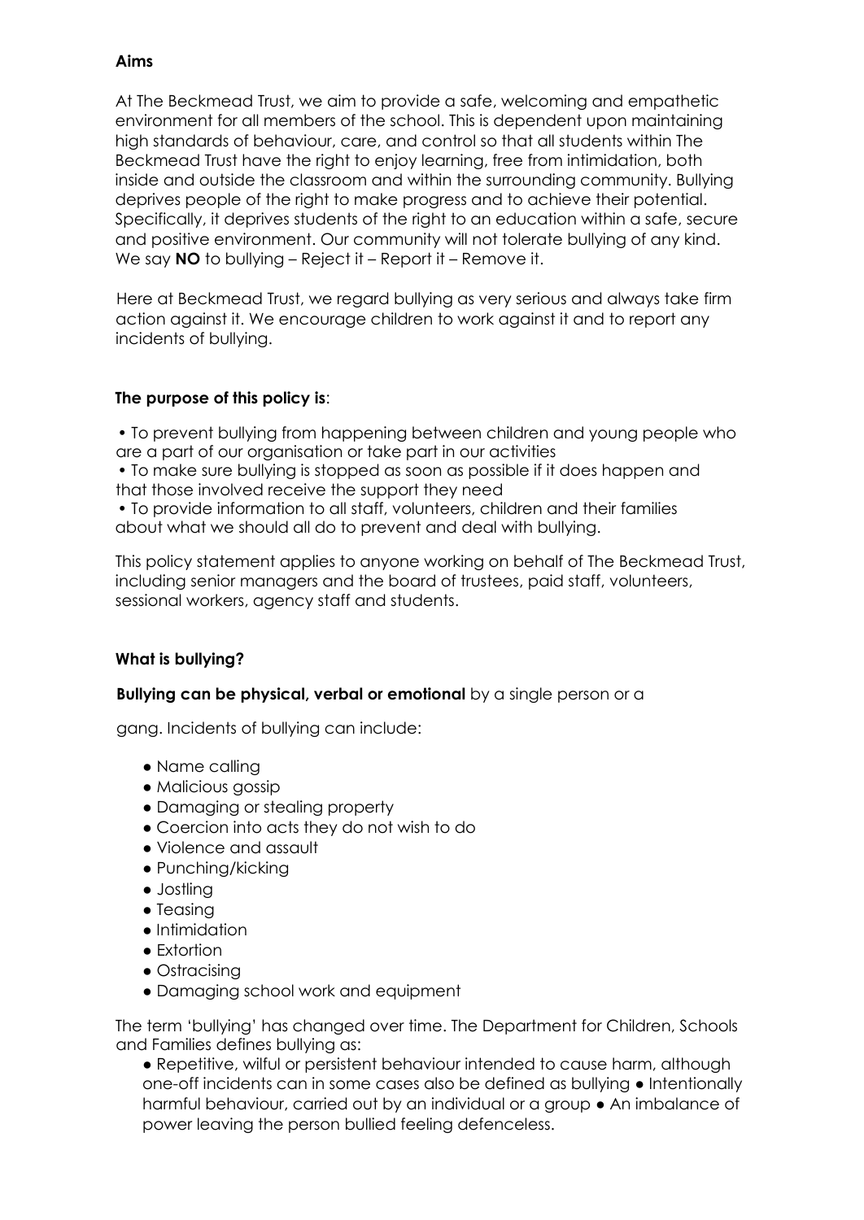**Aims**

At The Beckmead Trust, we aim to provide a safe, welcoming and empathetic environment for all members of the school. This is dependent upon maintaining high standards of behaviour, care, and control so that all students within The Beckmead Trust have the right to enjoy learning, free from intimidation, both inside and outside the classroom and within the surrounding community. Bullying deprives people of the right to make progress and to achieve their potential. Specifically, it deprives students of the right to an education within a safe, secure and positive environment. Our community will not tolerate bullying of any kind. We say **NO** to bullying – Reject it – Report it – Remove it.

Here at Beckmead Trust, we regard bullying as very serious and always take firm action against it. We encourage children to work against it and to report any incidents of bullying.

**The purpose of this policy is**:

- To prevent bullying from happening between children and young people who are a part of our organisation or take part in our activities
- To make sure bullying is stopped as soon as possible if it does happen and that those involved receive the support they need
- To provide information to all staff, volunteers, children and their families about what we should all do to prevent and deal with bullying.

This policy statement applies to anyone working on behalf of The Beckmead Trust, including senior managers and the board of trustees, paid staff, volunteers, sessional workers, agency staff and students.

**What is bullying?**

**Bullying can be physical, verbal or emotional** by a single person or a gang. Incidents of bullying can include:

- Name calling
- Malicious gossip
- Damaging or stealing property
- Coercion into acts they do not wish to do
- Violence and assault
- Punching/kicking
- Jostling
- Teasing
- Intimidation
- Extortion
- Ostracising
- Damaging school work and equipment

The term 'bullying' has changed over time. The Department for Children, Schools and Families defines bullying as:

- Repetitive, wilful or persistent behaviour intended to cause harm, although one-off incidents can in some cases also be defined as bullying
- Intentionally harmful behaviour, carried out by an individual or a group
- An imbalance of power leaving the person bullied feeling defenceless.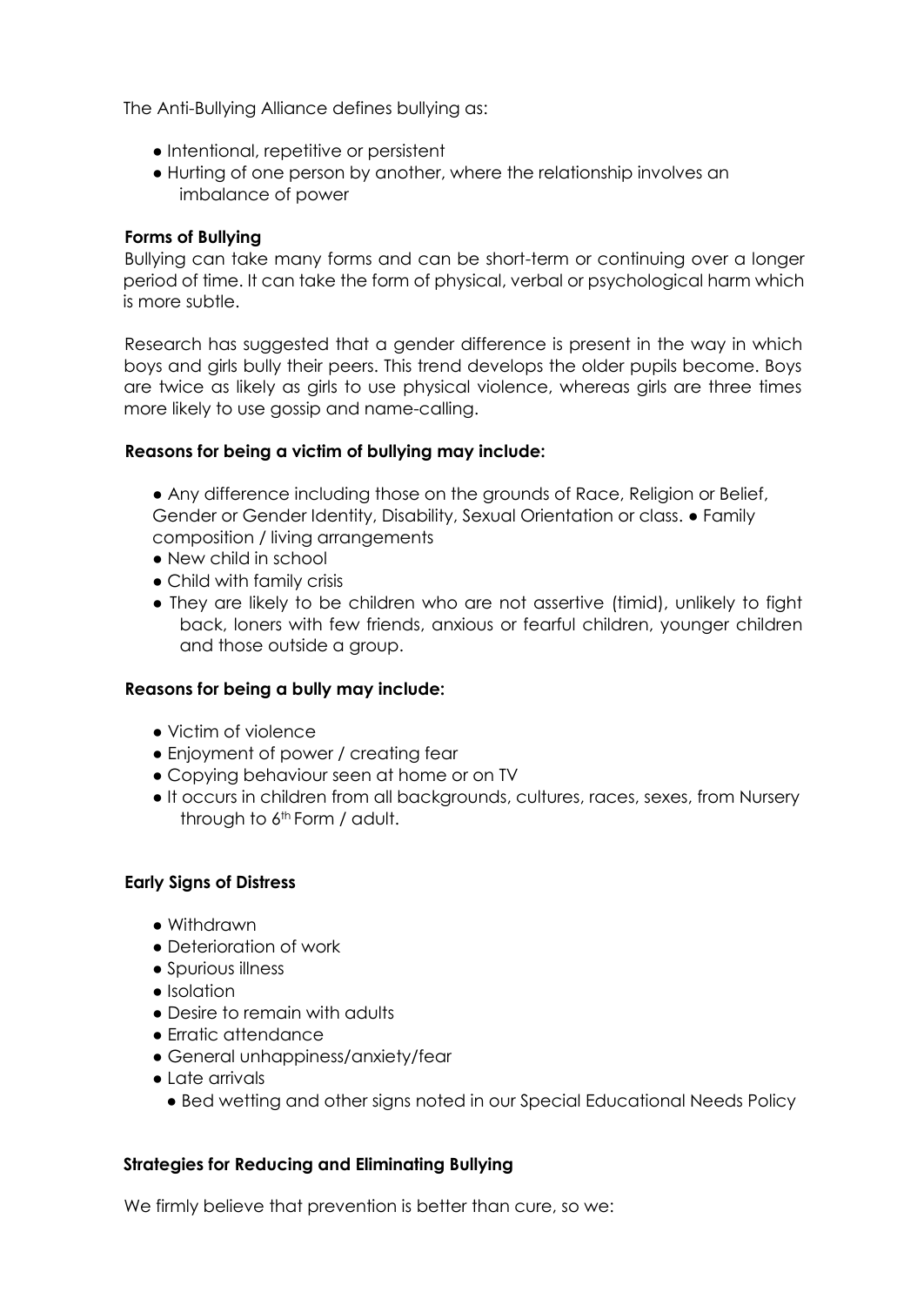The Anti-Bullying Alliance defines bullying as:

- Intentional, repetitive or persistent
- Hurting of one person by another, where the relationship involves an imbalance of power

**Forms of Bullying**

Bullying can take many forms and can be short-term or continuing over a longer period of time. It can take the form of physical, verbal or psychological harm which is more subtle.

Research has suggested that a gender difference is present in the way in which boys and girls bully their peers. This trend develops the older pupils become. Boys are twice as likely as girls to use physical violence, whereas girls are three times more likely to use gossip and name-calling.

**Reasons for being a victim of bullying may include:**

- Any difference including those on the grounds of Race, Religion or Belief, Gender or Gender Identity, Disability, Sexual Orientation or class. ● Family composition / living arrangements
- New child in school
- Child with family crisis
- They are likely to be children who are not assertive (timid), unlikely to fight back, loners with few friends, anxious or fearful children, younger children and those outside a group.

**Reasons for being a bully may include:**

- Victim of violence
- Enjoyment of power / creating fear
- Copying behaviour seen at home or on TV
- It occurs in children from all backgrounds, cultures, races, sexes, from Nursery through to 6th Form / adult.

**Early Signs of Distress**

- Withdrawn
- Deterioration of work
- Spurious illness
- Isolation
- Desire to remain with adults
- Erratic attendance
- General unhappiness/anxiety/fear
- Late arrivals
- Bed wetting and other signs noted in our Special Educational Needs Policy

**Strategies for Reducing and Eliminating Bullying**

We firmly believe that prevention is better than cure, so we: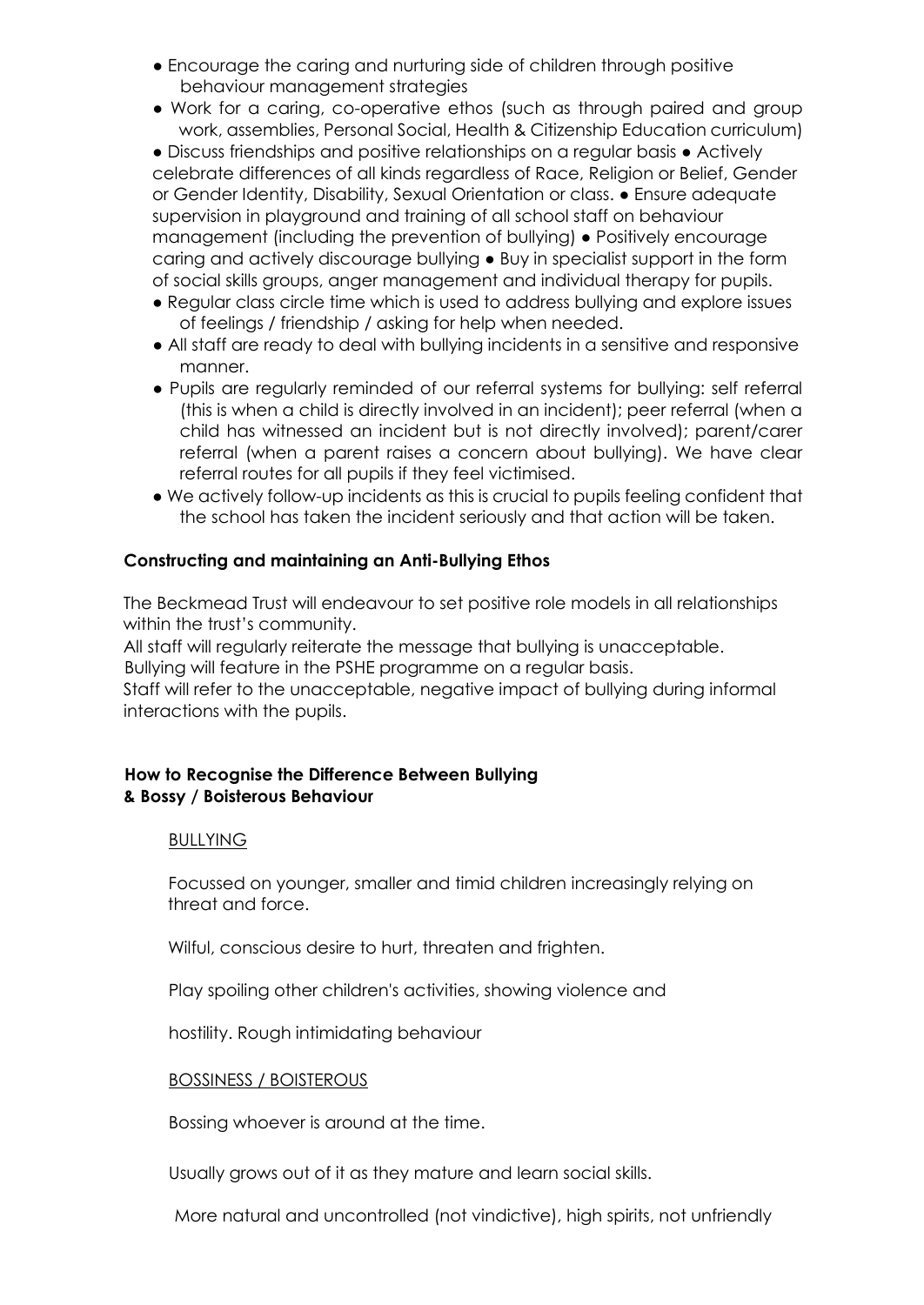- Encourage the caring and nurturing side of children through positive behaviour management strategies
- Work for a caring, co-operative ethos (such as through paired and group work, assemblies, Personal Social, Health & Citizenship Education curriculum)
- Discuss friendships and positive relationships on a regular basis
- Actively celebrate differences of all kinds regardless of Race, Religion or Belief, Gender or Gender Identity, Disability, Sexual Orientation or class.
- Ensure adequate supervision in playground and training of all school staff on behaviour management (including the prevention of bullying)
- Positively encourage caring and actively discourage bullying
- Buy in specialist support in the form of social skills groups, anger management and individual therapy for pupils.
- Regular class circle time which is used to address bullying and explore issues of feelings / friendship / asking for help when needed.
- All staff are ready to deal with bullying incidents in a sensitive and responsive manner.
- Pupils are regularly reminded of our referral systems for bullying: self referral (this is when a child is directly involved in an incident); peer referral (when a child has witnessed an incident but is not directly involved); parent/carer referral (when a parent raises a concern about bullying). We have clear referral routes for all pupils if they feel victimised.
- We actively follow-up incidents as this is crucial to pupils feeling confident that the school has taken the incident seriously and that action will be taken.

**Constructing and maintaining an Anti-Bullying Ethos**

The Beckmead Trust will endeavour to set positive role models in all relationships within the trust's community.

All staff will regularly reiterate the message that bullying is unacceptable.

Bullying will feature in the PSHE programme on a regular basis.

Staff will refer to the unacceptable, negative impact of bullying during informal interactions with the pupils.

**How to Recognise the Difference Between Bullying & Bossy / Boisterous Behaviour**

BULLYING

Focussed on younger, smaller and timid children increasingly relying on threat and force.

Wilful, conscious desire to hurt, threaten and frighten.

Play spoiling other children's activities, showing violence and

hostility. Rough intimidating behaviour

BOSSINESS / BOISTEROUS

Bossing whoever is around at the time.

Usually grows out of it as they mature and learn social skills.

More natural and uncontrolled (not vindictive), high spirits, not unfriendly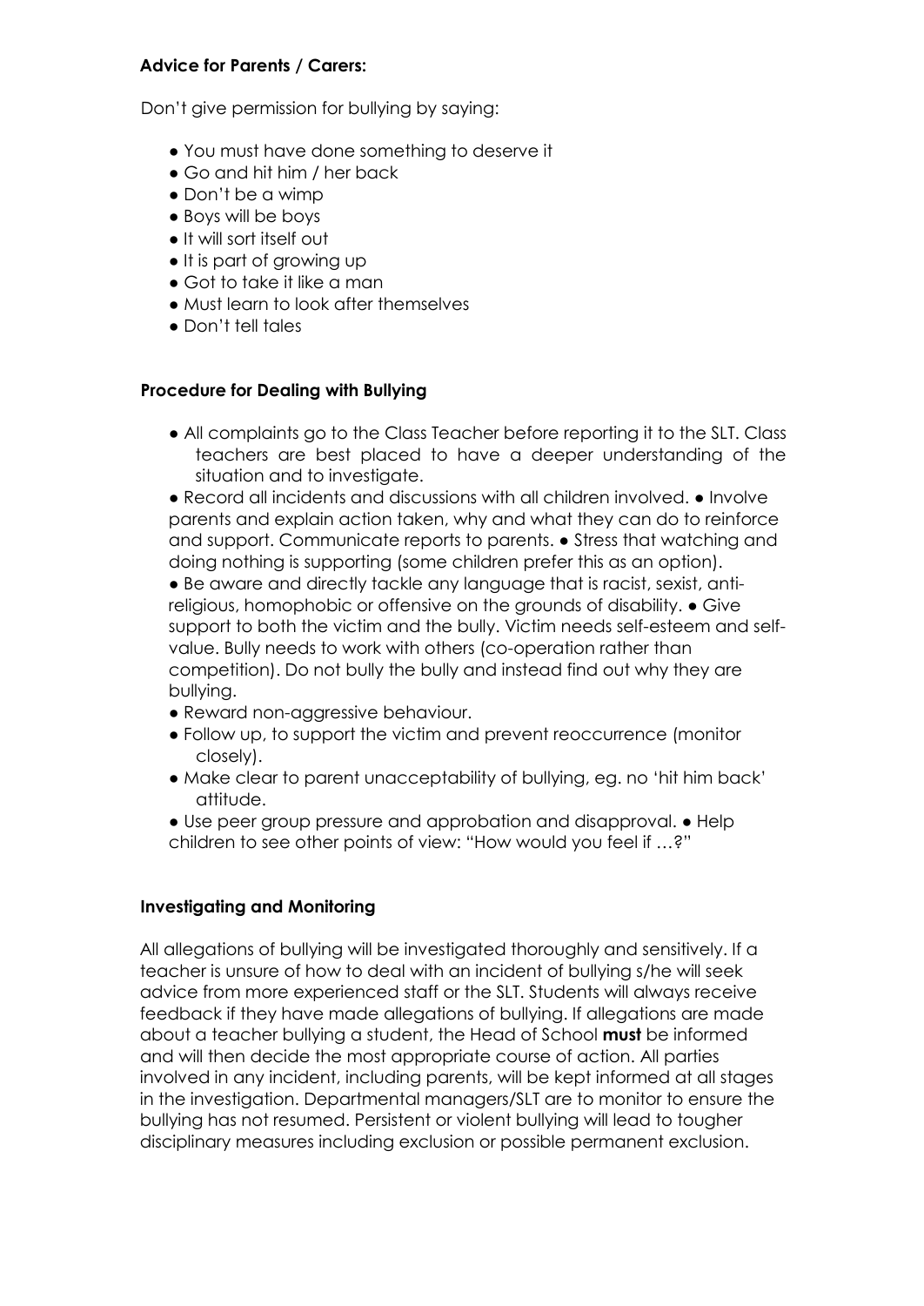**Advice for Parents / Carers:**

Don't give permission for bullying by saying:

- You must have done something to deserve it
- Go and hit him / her back
- Don't be a wimp
- Boys will be boys
- It will sort itself out
- It is part of growing up
- Got to take it like a man
- Must learn to look after themselves
- Don't tell tales

**Procedure for Dealing with Bullying**

- All complaints go to the Class Teacher before reporting it to the SLT. Class teachers are best placed to have a deeper understanding of the situation and to investigate.

● Record all incidents and discussions with all children involved. ● Involve parents and explain action taken, why and what they can do to reinforce and support. Communicate reports to parents. ● Stress that watching and doing nothing is supporting (some children prefer this as an option).

● Be aware and directly tackle any language that is racist, sexist, anti-religious, homophobic or offensive on the grounds of disability. ● Give support to both the victim and the bully. Victim needs self-esteem and self-value. Bully needs to work with others (co-operation rather than competition). Do not bully the bully and instead find out why they are bullying.

- Reward non-aggressive behaviour.
- Follow up, to support the victim and prevent reoccurrence (monitor closely).
- Make clear to parent unacceptability of bullying, eg. no 'hit him back' attitude.

● Use peer group pressure and approbation and disapproval. ● Help children to see other points of view: "How would you feel if …?"

**Investigating and Monitoring**

All allegations of bullying will be investigated thoroughly and sensitively. If a teacher is unsure of how to deal with an incident of bullying s/he will seek advice from more experienced staff or the SLT. Students will always receive feedback if they have made allegations of bullying. If allegations are made about a teacher bullying a student, the Head of School **must** be informed and will then decide the most appropriate course of action. All parties involved in any incident, including parents, will be kept informed at all stages in the investigation. Departmental managers/SLT are to monitor to ensure the bullying has not resumed. Persistent or violent bullying will lead to tougher disciplinary measures including exclusion or possible permanent exclusion.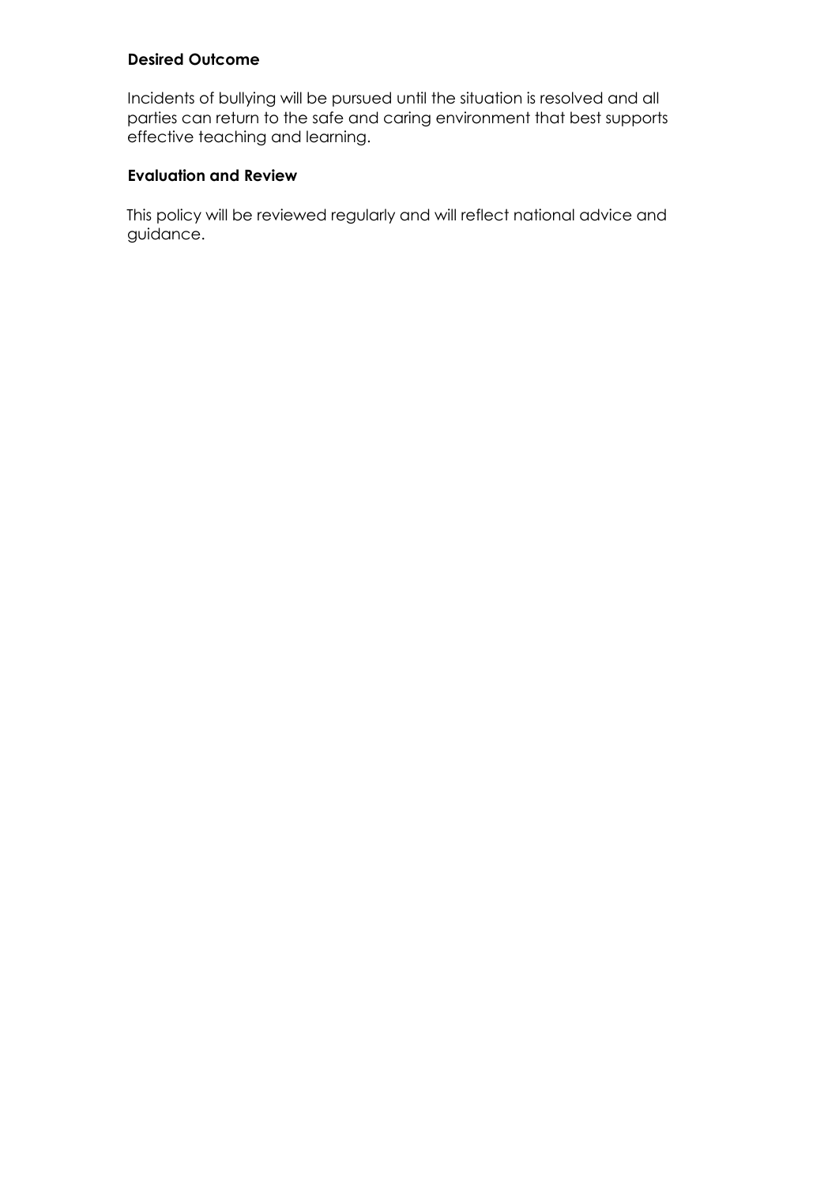**Desired Outcome**

Incidents of bullying will be pursued until the situation is resolved and all parties can return to the safe and caring environment that best supports effective teaching and learning.

**Evaluation and Review**

This policy will be reviewed regularly and will reflect national advice and guidance.